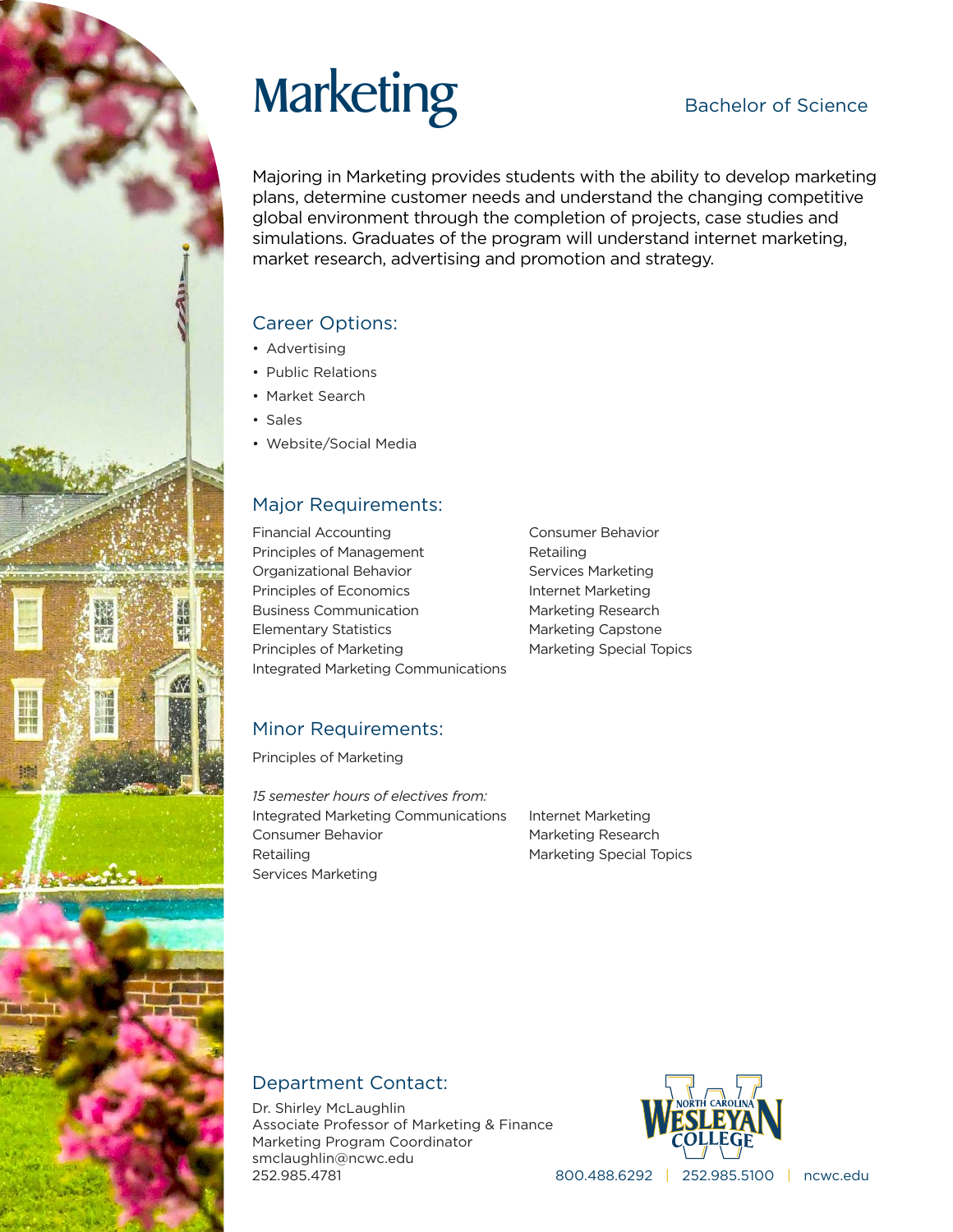# Marketing

Bachelor of Science

Majoring in Marketing provides students with the ability to develop marketing plans, determine customer needs and understand the changing competitive global environment through the completion of projects, case studies and simulations. Graduates of the program will understand internet marketing, market research, advertising and promotion and strategy.

## Career Options:

- Advertising
- Public Relations
- Market Search
- Sales
- Website/Social Media

## Major Requirements:

Financial Accounting
Principles of Management
Organizational Behavior
Principles of Economics
Business Communication
Elementary Statistics
Principles of Marketing
Integrated Marketing Communications
Consumer Behavior
Retailing
Services Marketing
Internet Marketing
Marketing Research
Marketing Capstone
Marketing Special Topics

## Minor Requirements:

Principles of Marketing

*15 semester hours of electives from:*
Integrated Marketing Communications
Consumer Behavior
Retailing
Services Marketing
Internet Marketing
Marketing Research
Marketing Special Topics

## Department Contact:

Dr. Shirley McLaughlin
Associate Professor of Marketing & Finance
Marketing Program Coordinator
smclaughlin@ncwc.edu
252.985.4781

North Carolina Wesleyan College

800.488.6292 | 252.985.5100 | ncwc.edu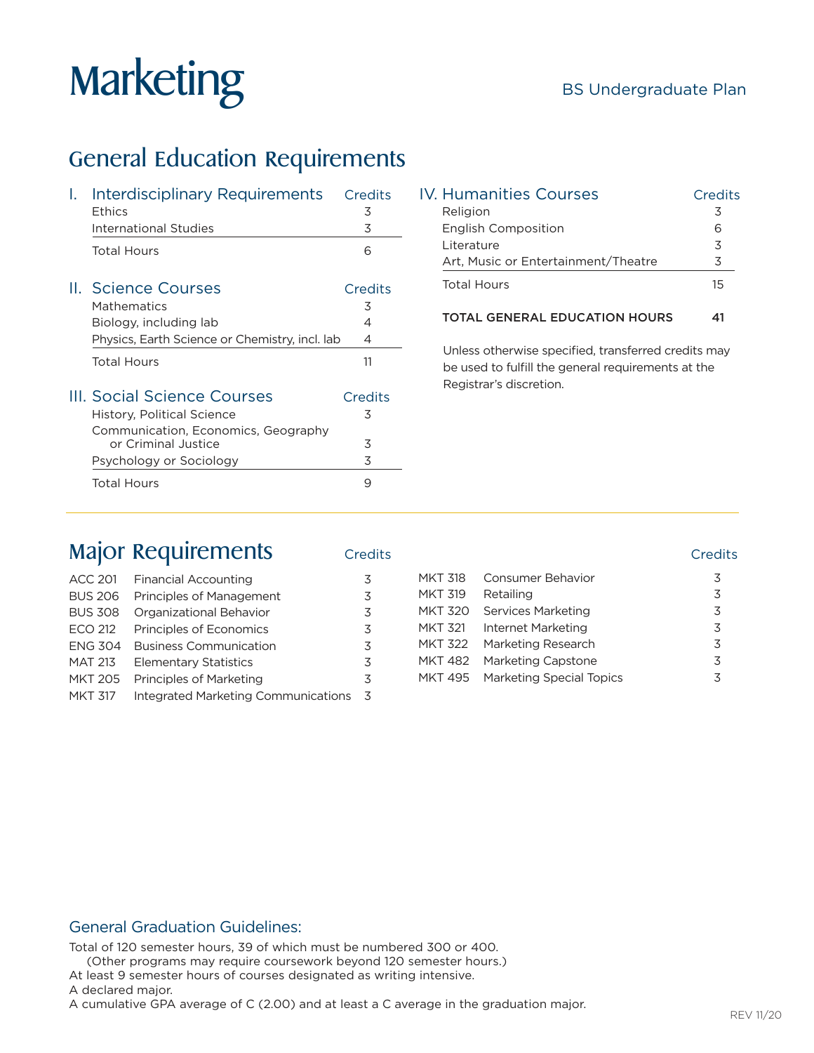# Marketing

BS Undergraduate Plan

## General Education Requirements

### I. Interdisciplinary Requirements

| Course | Credits |
| --- | --- |
| Ethics | 3 |
| International Studies | 3 |
| Total Hours | 6 |

### II. Science Courses

| Course | Credits |
| --- | --- |
| Mathematics | 3 |
| Biology, including lab | 4 |
| Physics, Earth Science or Chemistry, incl. lab | 4 |
| Total Hours | 11 |

### III. Social Science Courses

| Course | Credits |
| --- | --- |
| History, Political Science | 3 |
| Communication, Economics, Geography or Criminal Justice | 3 |
| Psychology or Sociology | 3 |
| Total Hours | 9 |

### IV. Humanities Courses

| Course | Credits |
| --- | --- |
| Religion | 3 |
| English Composition | 6 |
| Literature | 3 |
| Art, Music or Entertainment/Theatre | 3 |
| Total Hours | 15 |

**TOTAL GENERAL EDUCATION HOURS 41**

Unless otherwise specified, transferred credits may be used to fulfill the general requirements at the Registrar's discretion.

## Major Requirements

| Course | Title | Credits |
| --- | --- | --- |
| ACC 201 | Financial Accounting | 3 |
| BUS 206 | Principles of Management | 3 |
| BUS 308 | Organizational Behavior | 3 |
| ECO 212 | Principles of Economics | 3 |
| ENG 304 | Business Communication | 3 |
| MAT 213 | Elementary Statistics | 3 |
| MKT 205 | Principles of Marketing | 3 |
| MKT 317 | Integrated Marketing Communications | 3 |
| MKT 318 | Consumer Behavior | 3 |
| MKT 319 | Retailing | 3 |
| MKT 320 | Services Marketing | 3 |
| MKT 321 | Internet Marketing | 3 |
| MKT 322 | Marketing Research | 3 |
| MKT 482 | Marketing Capstone | 3 |
| MKT 495 | Marketing Special Topics | 3 |

### General Graduation Guidelines:

Total of 120 semester hours, 39 of which must be numbered 300 or 400.
(Other programs may require coursework beyond 120 semester hours.)
At least 9 semester hours of courses designated as writing intensive.
A declared major.
A cumulative GPA average of C (2.00) and at least a C average in the graduation major.

REV 11/20